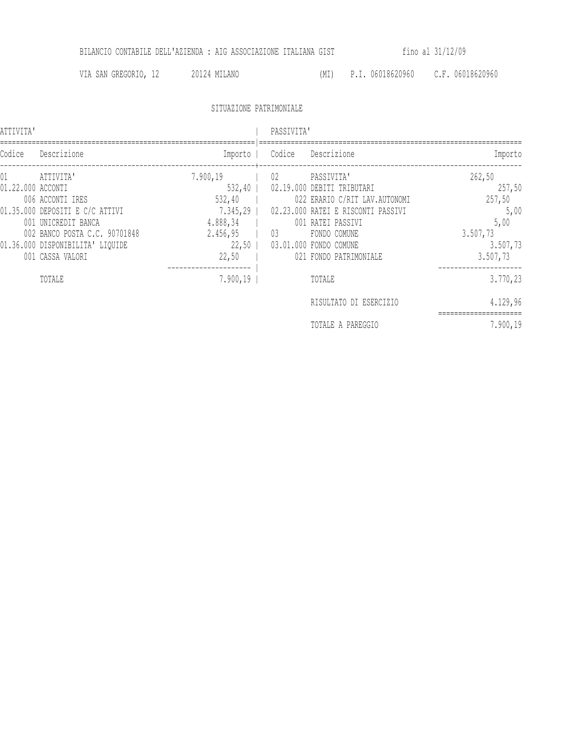BILANCIO CONTABILE DELL'AZIENDA : AIG ASSOCIAZIONE ITALIANA GIST fino al 31/12/09

VIA SAN GREGORIO, 12 20124 MILANO (MI) P.I. 06018620960 C.F. 06018620960

## SITUAZIONE PATRIMONIALE

| ATTIVITA' | | | PASSIVITA' | | |
|---|---|---|---|---|---|
| Codice | Descrizione | Importo | Codice | Descrizione | Importo |
| 01 | ATTIVITA' | 7.900,19 | 02 | PASSIVITA' | 262,50 |
| 01.22.000 | ACCONTI | 532,40 | 02.19.000 | DEBITI TRIBUTARI | 257,50 |
| 006 | ACCONTI IRES | 532,40 | 022 | ERARIO C/RIT LAV.AUTONOMI | 257,50 |
| 01.35.000 | DEPOSITI E C/C ATTIVI | 7.345,29 | 02.23.000 | RATEI E RISCONTI PASSIVI | 5,00 |
| 001 | UNICREDIT BANCA | 4.888,34 | 001 | RATEI PASSIVI | 5,00 |
| 002 | BANCO POSTA C.C. 90701848 | 2.456,95 | 03 | FONDO COMUNE | 3.507,73 |
| 01.36.000 | DISPONIBILITA' LIQUIDE | 22,50 | 03.01.000 | FONDO COMUNE | 3.507,73 |
| 001 | CASSA VALORI | 22,50 | 021 | FONDO PATRIMONIALE | 3.507,73 |
| | TOTALE | 7.900,19 | | TOTALE | 3.770,23 |
| | | | | RISULTATO DI ESERCIZIO | 4.129,96 |
| | | | | TOTALE A PAREGGIO | 7.900,19 |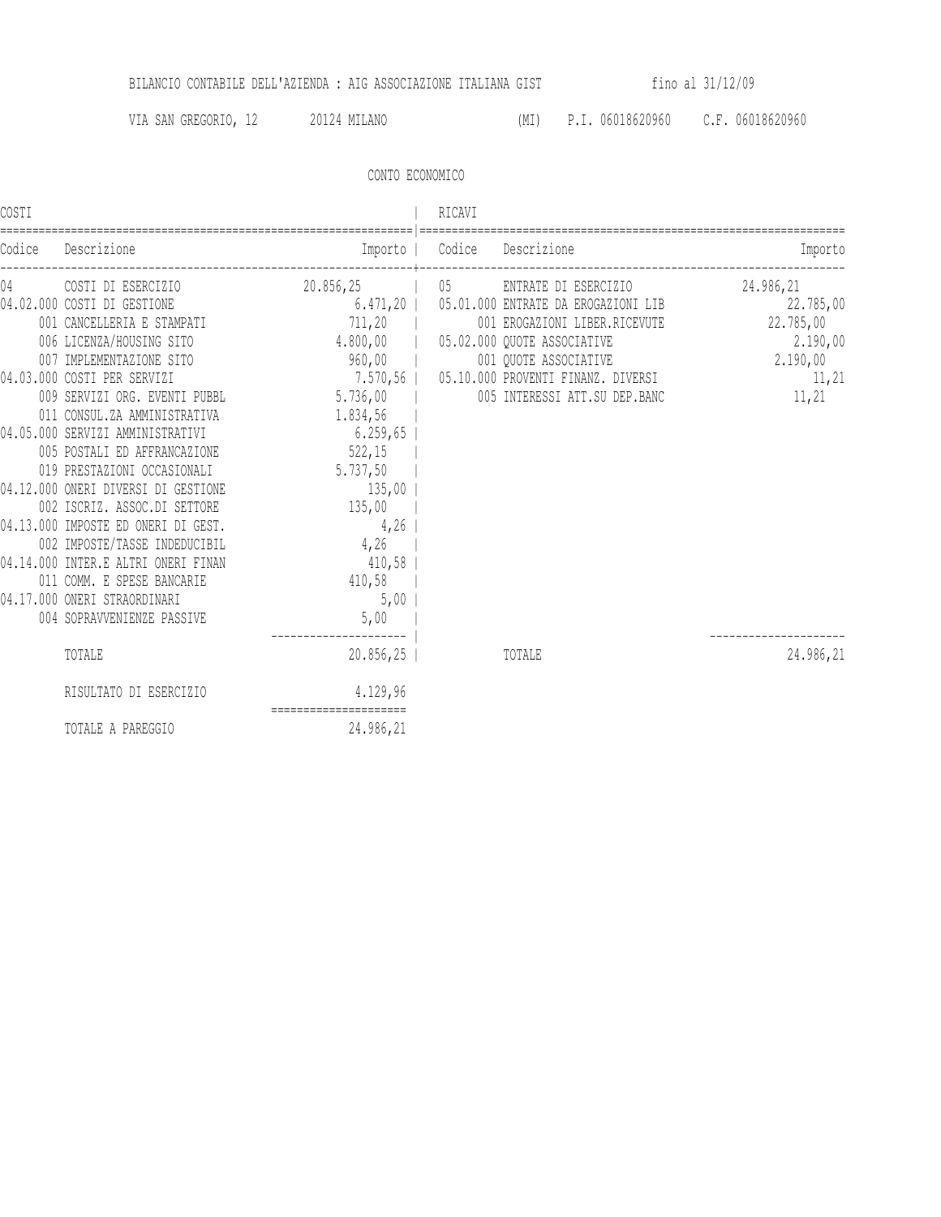BILANCIO CONTABILE DELL'AZIENDA : AIG ASSOCIAZIONE ITALIANA GIST fino al 31/12/09

VIA SAN GREGORIO, 12 20124 MILANO (MI) P.I. 06018620960 C.F. 06018620960

## CONTO ECONOMICO

| COSTI | | | | RICAVI | | | |
|---|---|---|---|---|---|---|---|
| Codice | Descrizione | Importo | | Codice | Descrizione | Importo | |
| 04 | COSTI DI ESERCIZIO | 20.856,25 | | 05 | ENTRATE DI ESERCIZIO | 24.986,21 | |
| 04.02.000 | COSTI DI GESTIONE | | 6.471,20 | 05.01.000 | ENTRATE DA EROGAZIONI LIB | | 22.785,00 |
| 001 | CANCELLERIA E STAMPATI | 711,20 | | 001 | EROGAZIONI LIBER.RICEVUTE | 22.785,00 | |
| 006 | LICENZA/HOUSING SITO | 4.800,00 | | 05.02.000 | QUOTE ASSOCIATIVE | | 2.190,00 |
| 007 | IMPLEMENTAZIONE SITO | 960,00 | | 001 | QUOTE ASSOCIATIVE | 2.190,00 | |
| 04.03.000 | COSTI PER SERVIZI | | 7.570,56 | 05.10.000 | PROVENTI FINANZ. DIVERSI | | 11,21 |
| 009 | SERVIZI ORG. EVENTI PUBBL | 5.736,00 | | 005 | INTERESSI ATT.SU DEP.BANC | 11,21 | |
| 011 | CONSUL.ZA AMMINISTRATIVA | 1.834,56 | | | | | |
| 04.05.000 | SERVIZI AMMINISTRATIVI | | 6.259,65 | | | | |
| 005 | POSTALI ED AFFRANCAZIONE | 522,15 | | | | | |
| 019 | PRESTAZIONI OCCASIONALI | 5.737,50 | | | | | |
| 04.12.000 | ONERI DIVERSI DI GESTIONE | | 135,00 | | | | |
| 002 | ISCRIZ. ASSOC.DI SETTORE | 135,00 | | | | | |
| 04.13.000 | IMPOSTE ED ONERI DI GEST. | | 4,26 | | | | |
| 002 | IMPOSTE/TASSE INDEDUCIBIL | 4,26 | | | | | |
| 04.14.000 | INTER.E ALTRI ONERI FINAN | | 410,58 | | | | |
| 011 | COMM. E SPESE BANCARIE | 410,58 | | | | | |
| 04.17.000 | ONERI STRAORDINARI | | 5,00 | | | | |
| 004 | SOPRAVVENIENZE PASSIVE | 5,00 | | | | | |
| | TOTALE | | 20.856,25 | | TOTALE | | 24.986,21 |
| | RISULTATO DI ESERCIZIO | | 4.129,96 | | | | |
| | TOTALE A PAREGGIO | | 24.986,21 | | | | |